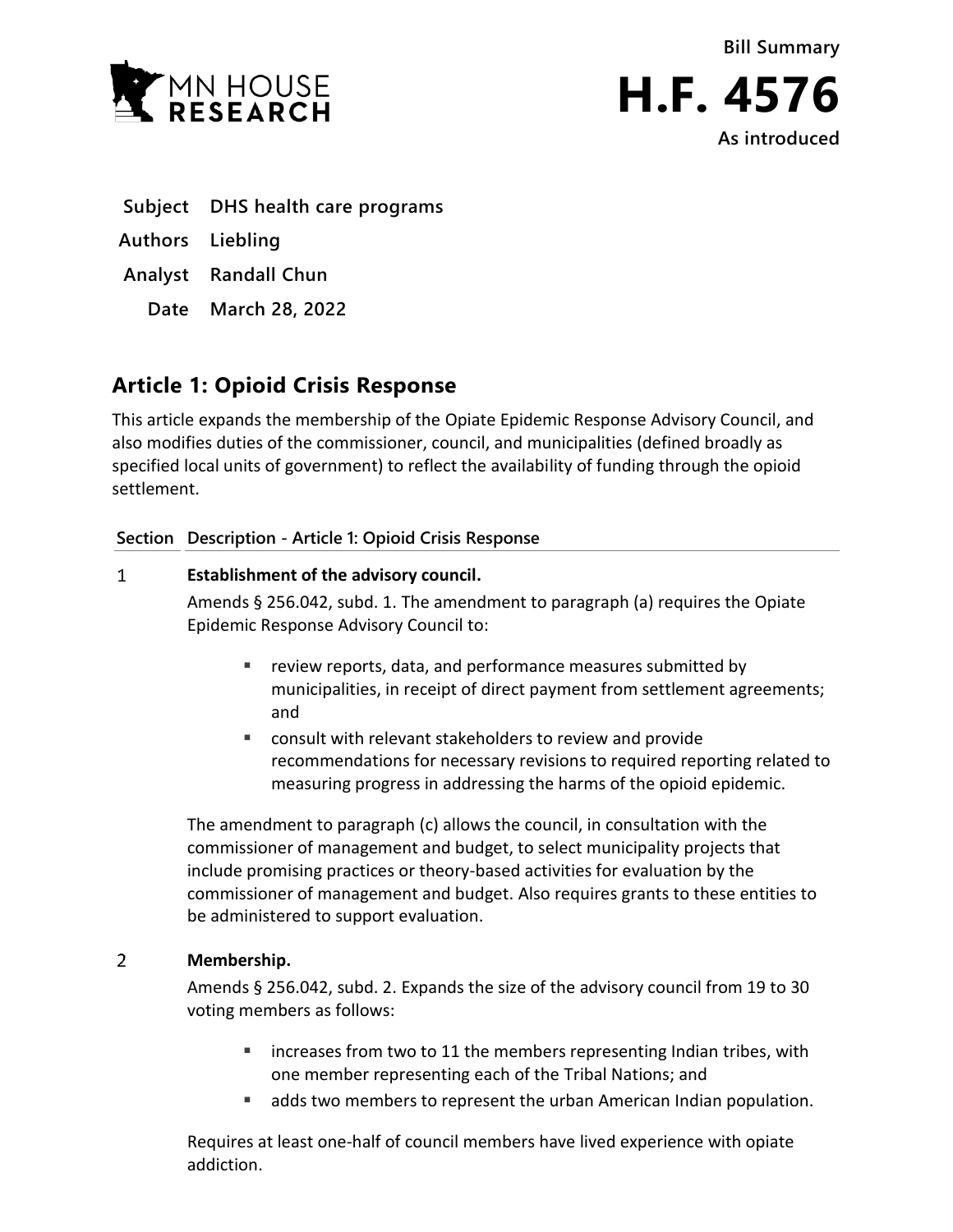Bill Summary

# H.F. 4576

As introduced

**Subject** DHS health care programs

**Authors** Liebling

**Analyst** Randall Chun

**Date** March 28, 2022

## Article 1: Opioid Crisis Response

This article expands the membership of the Opiate Epidemic Response Advisory Council, and also modifies duties of the commissioner, council, and municipalities (defined broadly as specified local units of government) to reflect the availability of funding through the opioid settlement.

| Section | Description - Article 1: Opioid Crisis Response |
|---|---|

1 **Establishment of the advisory council.**

Amends § 256.042, subd. 1. The amendment to paragraph (a) requires the Opiate Epidemic Response Advisory Council to:

- review reports, data, and performance measures submitted by municipalities, in receipt of direct payment from settlement agreements; and
- consult with relevant stakeholders to review and provide recommendations for necessary revisions to required reporting related to measuring progress in addressing the harms of the opioid epidemic.

The amendment to paragraph (c) allows the council, in consultation with the commissioner of management and budget, to select municipality projects that include promising practices or theory-based activities for evaluation by the commissioner of management and budget. Also requires grants to these entities to be administered to support evaluation.

2 **Membership.**

Amends § 256.042, subd. 2. Expands the size of the advisory council from 19 to 30 voting members as follows:

- increases from two to 11 the members representing Indian tribes, with one member representing each of the Tribal Nations; and
- adds two members to represent the urban American Indian population.

Requires at least one-half of council members have lived experience with opiate addiction.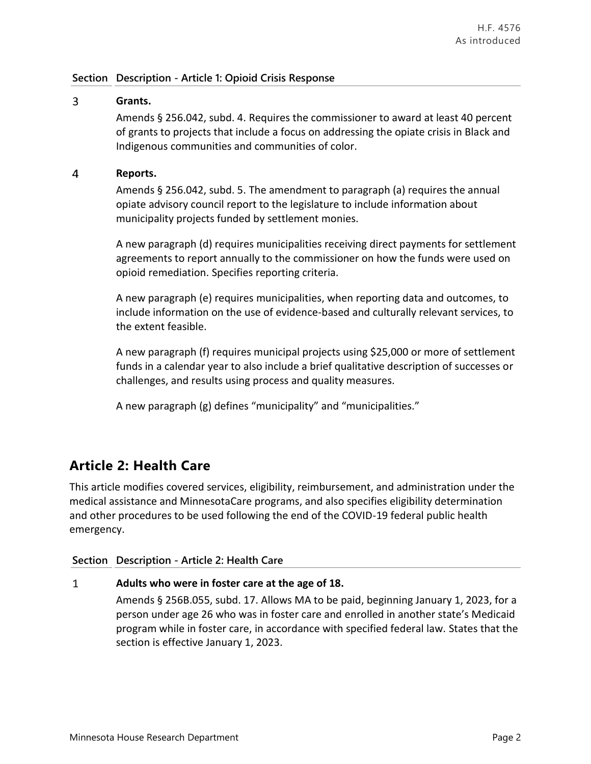| Section | Description - Article 1: Opioid Crisis Response |
|---|---|
| 3 | **Grants.**<br><br>Amends § 256.042, subd. 4. Requires the commissioner to award at least 40 percent of grants to projects that include a focus on addressing the opiate crisis in Black and Indigenous communities and communities of color. |
| 4 | **Reports.**<br><br>Amends § 256.042, subd. 5. The amendment to paragraph (a) requires the annual opiate advisory council report to the legislature to include information about municipality projects funded by settlement monies.<br><br>A new paragraph (d) requires municipalities receiving direct payments for settlement agreements to report annually to the commissioner on how the funds were used on opioid remediation. Specifies reporting criteria.<br><br>A new paragraph (e) requires municipalities, when reporting data and outcomes, to include information on the use of evidence-based and culturally relevant services, to the extent feasible.<br><br>A new paragraph (f) requires municipal projects using $25,000 or more of settlement funds in a calendar year to also include a brief qualitative description of successes or challenges, and results using process and quality measures.<br><br>A new paragraph (g) defines "municipality" and "municipalities." |

## Article 2: Health Care

This article modifies covered services, eligibility, reimbursement, and administration under the medical assistance and MinnesotaCare programs, and also specifies eligibility determination and other procedures to be used following the end of the COVID-19 federal public health emergency.

| Section | Description - Article 2: Health Care |
|---|---|
| 1 | **Adults who were in foster care at the age of 18.**<br><br>Amends § 256B.055, subd. 17. Allows MA to be paid, beginning January 1, 2023, for a person under age 26 who was in foster care and enrolled in another state's Medicaid program while in foster care, in accordance with specified federal law. States that the section is effective January 1, 2023. |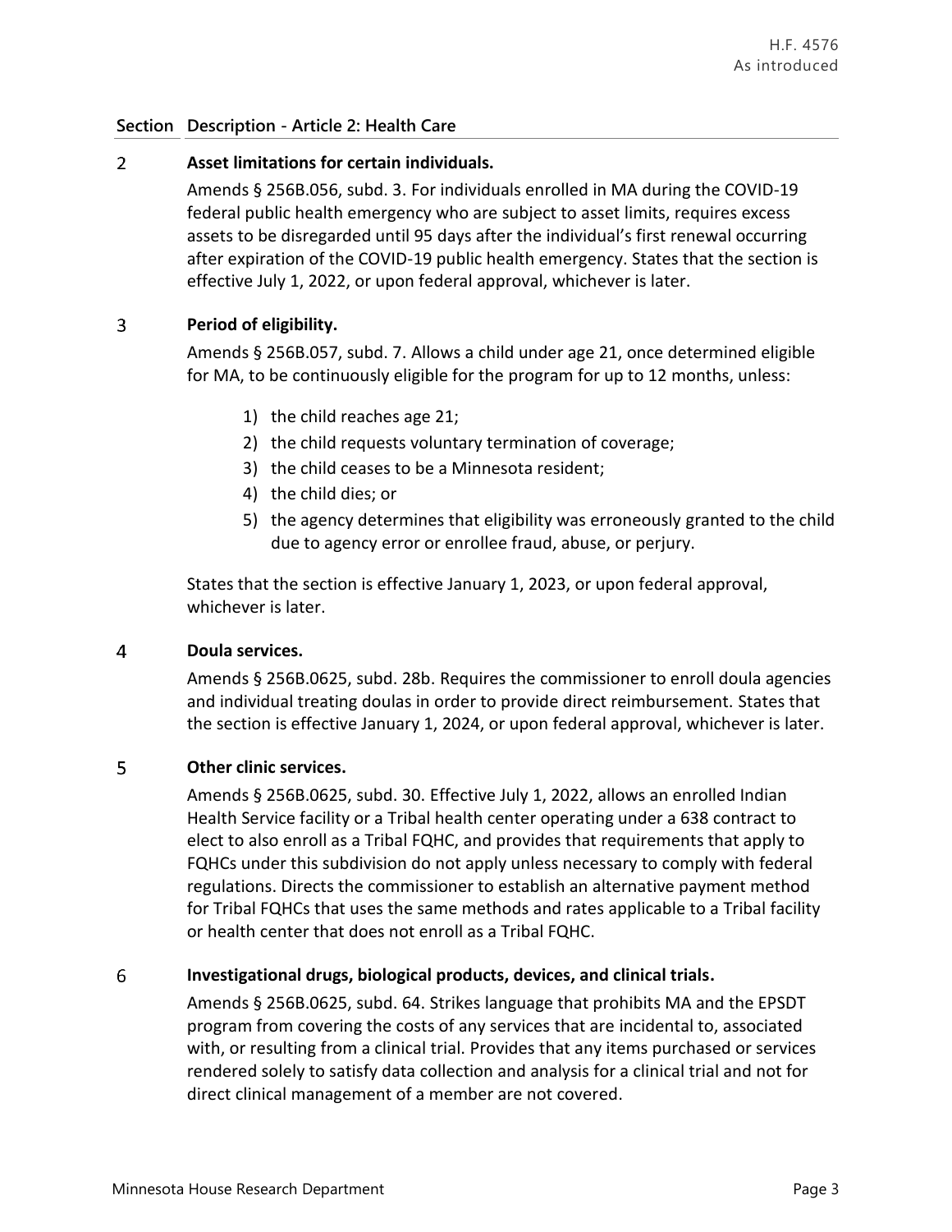**Section Description - Article 2: Health Care**

2 **Asset limitations for certain individuals.**

Amends § 256B.056, subd. 3. For individuals enrolled in MA during the COVID-19 federal public health emergency who are subject to asset limits, requires excess assets to be disregarded until 95 days after the individual's first renewal occurring after expiration of the COVID-19 public health emergency. States that the section is effective July 1, 2022, or upon federal approval, whichever is later.

3 **Period of eligibility.**

Amends § 256B.057, subd. 7. Allows a child under age 21, once determined eligible for MA, to be continuously eligible for the program for up to 12 months, unless:

1) the child reaches age 21;
2) the child requests voluntary termination of coverage;
3) the child ceases to be a Minnesota resident;
4) the child dies; or
5) the agency determines that eligibility was erroneously granted to the child due to agency error or enrollee fraud, abuse, or perjury.

States that the section is effective January 1, 2023, or upon federal approval, whichever is later.

4 **Doula services.**

Amends § 256B.0625, subd. 28b. Requires the commissioner to enroll doula agencies and individual treating doulas in order to provide direct reimbursement. States that the section is effective January 1, 2024, or upon federal approval, whichever is later.

5 **Other clinic services.**

Amends § 256B.0625, subd. 30. Effective July 1, 2022, allows an enrolled Indian Health Service facility or a Tribal health center operating under a 638 contract to elect to also enroll as a Tribal FQHC, and provides that requirements that apply to FQHCs under this subdivision do not apply unless necessary to comply with federal regulations. Directs the commissioner to establish an alternative payment method for Tribal FQHCs that uses the same methods and rates applicable to a Tribal facility or health center that does not enroll as a Tribal FQHC.

6 **Investigational drugs, biological products, devices, and clinical trials.**

Amends § 256B.0625, subd. 64. Strikes language that prohibits MA and the EPSDT program from covering the costs of any services that are incidental to, associated with, or resulting from a clinical trial. Provides that any items purchased or services rendered solely to satisfy data collection and analysis for a clinical trial and not for direct clinical management of a member are not covered.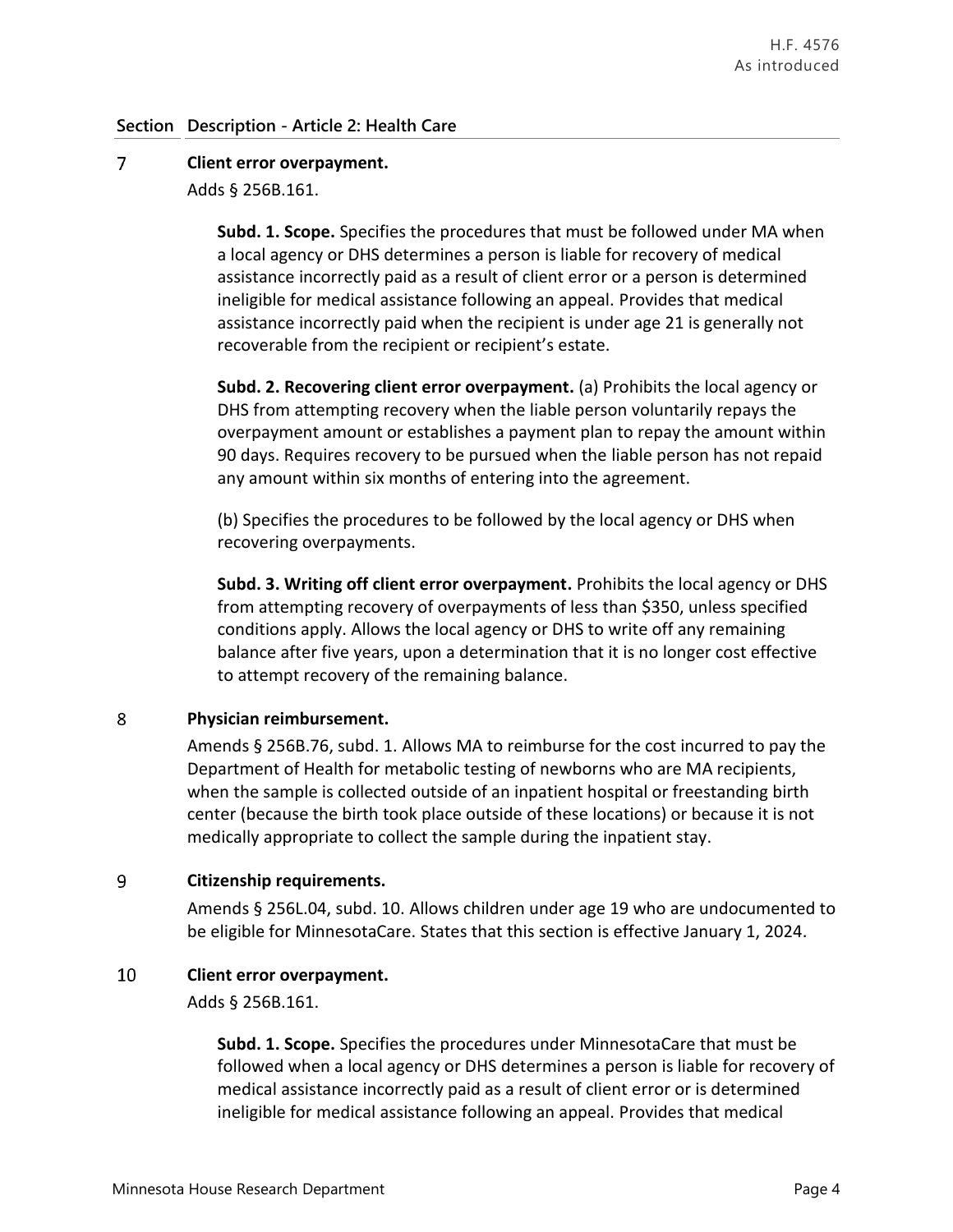| Section | Description - Article 2: Health Care |
|---|---|

**7 Client error overpayment.**

Adds § 256B.161.

**Subd. 1. Scope.** Specifies the procedures that must be followed under MA when a local agency or DHS determines a person is liable for recovery of medical assistance incorrectly paid as a result of client error or a person is determined ineligible for medical assistance following an appeal. Provides that medical assistance incorrectly paid when the recipient is under age 21 is generally not recoverable from the recipient or recipient's estate.

**Subd. 2. Recovering client error overpayment.** (a) Prohibits the local agency or DHS from attempting recovery when the liable person voluntarily repays the overpayment amount or establishes a payment plan to repay the amount within 90 days. Requires recovery to be pursued when the liable person has not repaid any amount within six months of entering into the agreement.

(b) Specifies the procedures to be followed by the local agency or DHS when recovering overpayments.

**Subd. 3. Writing off client error overpayment.** Prohibits the local agency or DHS from attempting recovery of overpayments of less than $350, unless specified conditions apply. Allows the local agency or DHS to write off any remaining balance after five years, upon a determination that it is no longer cost effective to attempt recovery of the remaining balance.

**8 Physician reimbursement.**

Amends § 256B.76, subd. 1. Allows MA to reimburse for the cost incurred to pay the Department of Health for metabolic testing of newborns who are MA recipients, when the sample is collected outside of an inpatient hospital or freestanding birth center (because the birth took place outside of these locations) or because it is not medically appropriate to collect the sample during the inpatient stay.

**9 Citizenship requirements.**

Amends § 256L.04, subd. 10. Allows children under age 19 who are undocumented to be eligible for MinnesotaCare. States that this section is effective January 1, 2024.

**10 Client error overpayment.**

Adds § 256B.161.

**Subd. 1. Scope.** Specifies the procedures under MinnesotaCare that must be followed when a local agency or DHS determines a person is liable for recovery of medical assistance incorrectly paid as a result of client error or is determined ineligible for medical assistance following an appeal. Provides that medical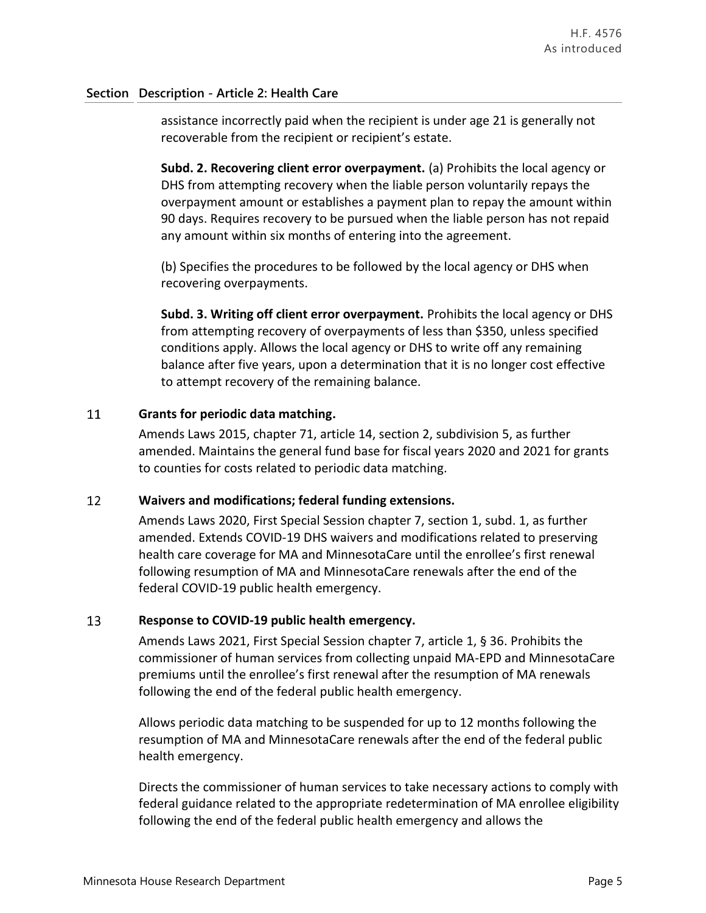## Section Description - Article 2: Health Care

assistance incorrectly paid when the recipient is under age 21 is generally not recoverable from the recipient or recipient's estate.

**Subd. 2. Recovering client error overpayment.** (a) Prohibits the local agency or DHS from attempting recovery when the liable person voluntarily repays the overpayment amount or establishes a payment plan to repay the amount within 90 days. Requires recovery to be pursued when the liable person has not repaid any amount within six months of entering into the agreement.

(b) Specifies the procedures to be followed by the local agency or DHS when recovering overpayments.

**Subd. 3. Writing off client error overpayment.** Prohibits the local agency or DHS from attempting recovery of overpayments of less than $350, unless specified conditions apply. Allows the local agency or DHS to write off any remaining balance after five years, upon a determination that it is no longer cost effective to attempt recovery of the remaining balance.

### 11 Grants for periodic data matching.

Amends Laws 2015, chapter 71, article 14, section 2, subdivision 5, as further amended. Maintains the general fund base for fiscal years 2020 and 2021 for grants to counties for costs related to periodic data matching.

### 12 Waivers and modifications; federal funding extensions.

Amends Laws 2020, First Special Session chapter 7, section 1, subd. 1, as further amended. Extends COVID-19 DHS waivers and modifications related to preserving health care coverage for MA and MinnesotaCare until the enrollee's first renewal following resumption of MA and MinnesotaCare renewals after the end of the federal COVID-19 public health emergency.

### 13 Response to COVID-19 public health emergency.

Amends Laws 2021, First Special Session chapter 7, article 1, § 36. Prohibits the commissioner of human services from collecting unpaid MA-EPD and MinnesotaCare premiums until the enrollee's first renewal after the resumption of MA renewals following the end of the federal public health emergency.

Allows periodic data matching to be suspended for up to 12 months following the resumption of MA and MinnesotaCare renewals after the end of the federal public health emergency.

Directs the commissioner of human services to take necessary actions to comply with federal guidance related to the appropriate redetermination of MA enrollee eligibility following the end of the federal public health emergency and allows the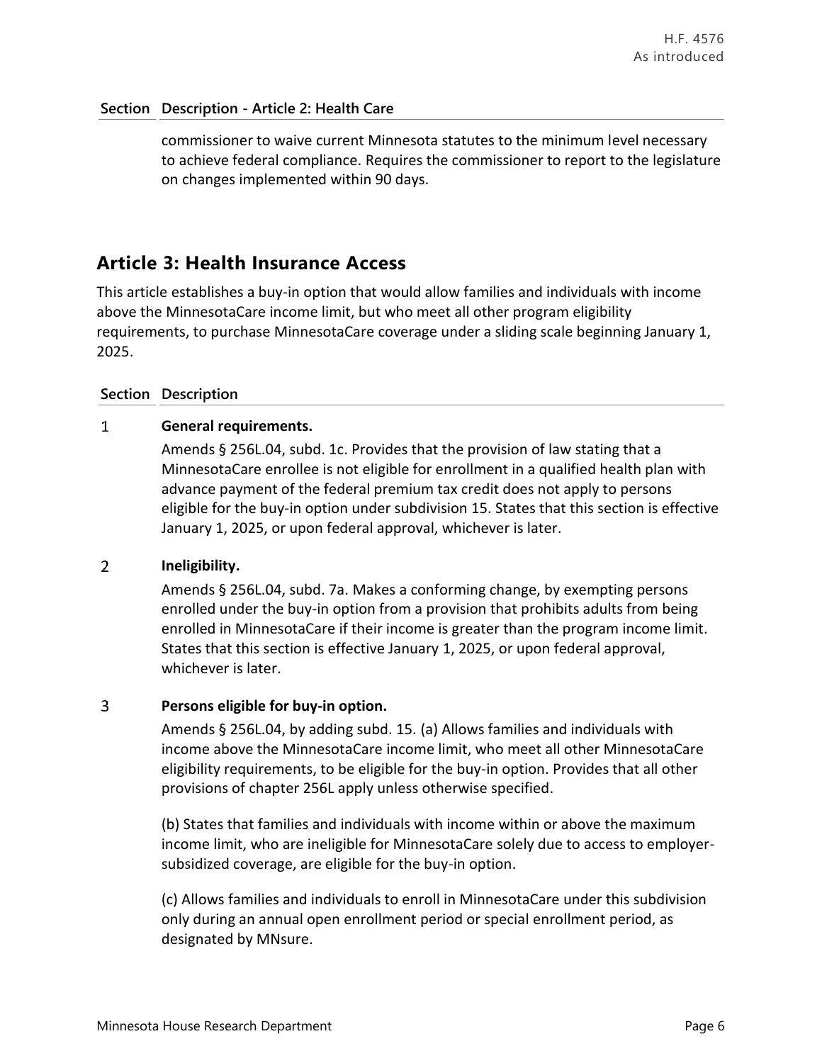| Section | Description - Article 2: Health Care |
|---|---|
| | commissioner to waive current Minnesota statutes to the minimum level necessary to achieve federal compliance. Requires the commissioner to report to the legislature on changes implemented within 90 days. |

## Article 3: Health Insurance Access

This article establishes a buy-in option that would allow families and individuals with income above the MinnesotaCare income limit, but who meet all other program eligibility requirements, to purchase MinnesotaCare coverage under a sliding scale beginning January 1, 2025.

| Section | Description |
|---|---|
| 1 | **General requirements.**<br><br>Amends § 256L.04, subd. 1c. Provides that the provision of law stating that a MinnesotaCare enrollee is not eligible for enrollment in a qualified health plan with advance payment of the federal premium tax credit does not apply to persons eligible for the buy-in option under subdivision 15. States that this section is effective January 1, 2025, or upon federal approval, whichever is later. |
| 2 | **Ineligibility.**<br><br>Amends § 256L.04, subd. 7a. Makes a conforming change, by exempting persons enrolled under the buy-in option from a provision that prohibits adults from being enrolled in MinnesotaCare if their income is greater than the program income limit. States that this section is effective January 1, 2025, or upon federal approval, whichever is later. |
| 3 | **Persons eligible for buy-in option.**<br><br>Amends § 256L.04, by adding subd. 15. (a) Allows families and individuals with income above the MinnesotaCare income limit, who meet all other MinnesotaCare eligibility requirements, to be eligible for the buy-in option. Provides that all other provisions of chapter 256L apply unless otherwise specified.<br><br>(b) States that families and individuals with income within or above the maximum income limit, who are ineligible for MinnesotaCare solely due to access to employer-subsidized coverage, are eligible for the buy-in option.<br><br>(c) Allows families and individuals to enroll in MinnesotaCare under this subdivision only during an annual open enrollment period or special enrollment period, as designated by MNsure. |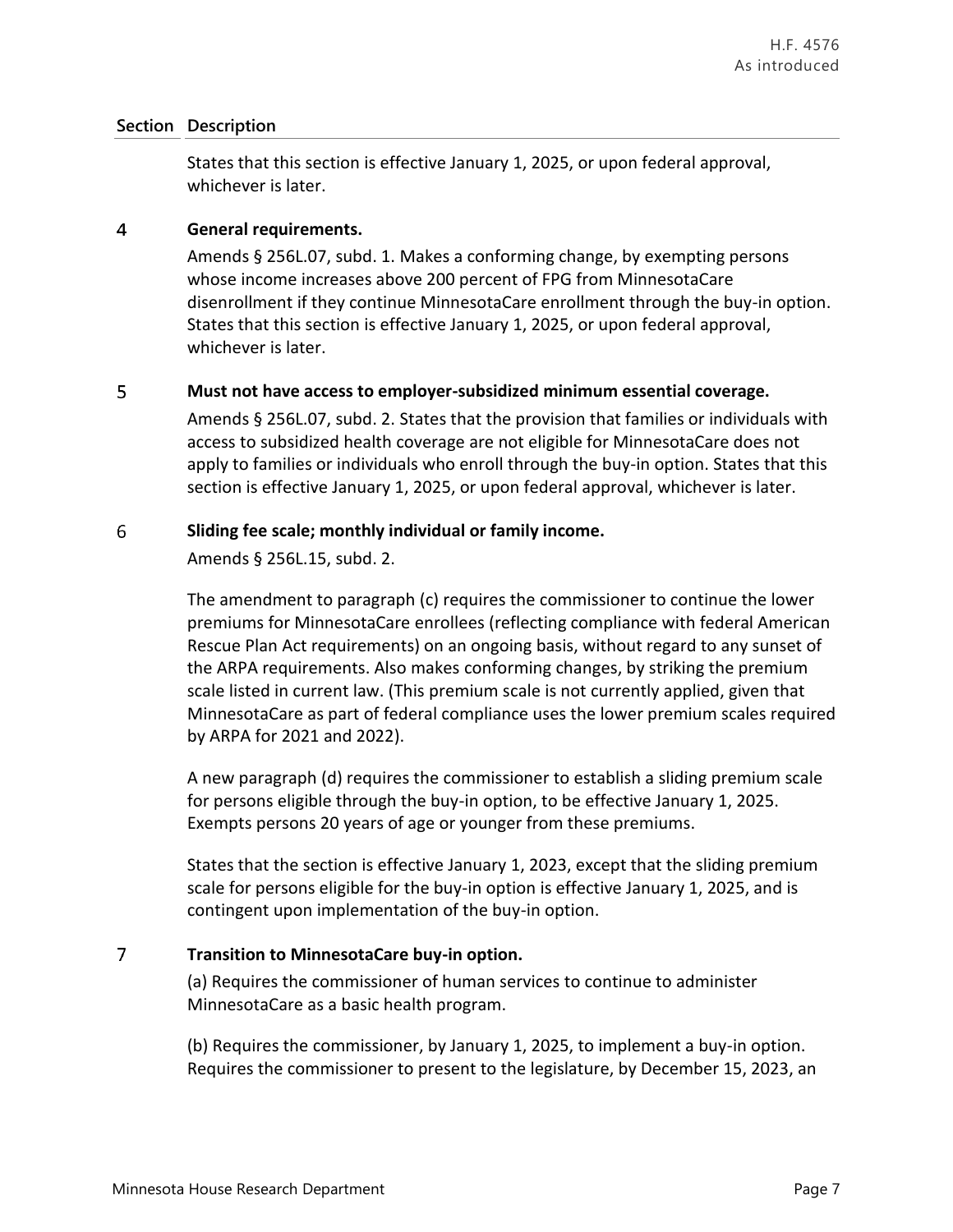| Section | Description |
|---|---|
| | States that this section is effective January 1, 2025, or upon federal approval, whichever is later. |
| 4 | **General requirements.**<br><br>Amends § 256L.07, subd. 1. Makes a conforming change, by exempting persons whose income increases above 200 percent of FPG from MinnesotaCare disenrollment if they continue MinnesotaCare enrollment through the buy-in option. States that this section is effective January 1, 2025, or upon federal approval, whichever is later. |
| 5 | **Must not have access to employer-subsidized minimum essential coverage.**<br><br>Amends § 256L.07, subd. 2. States that the provision that families or individuals with access to subsidized health coverage are not eligible for MinnesotaCare does not apply to families or individuals who enroll through the buy-in option. States that this section is effective January 1, 2025, or upon federal approval, whichever is later. |
| 6 | **Sliding fee scale; monthly individual or family income.**<br><br>Amends § 256L.15, subd. 2.<br><br>The amendment to paragraph (c) requires the commissioner to continue the lower premiums for MinnesotaCare enrollees (reflecting compliance with federal American Rescue Plan Act requirements) on an ongoing basis, without regard to any sunset of the ARPA requirements. Also makes conforming changes, by striking the premium scale listed in current law. (This premium scale is not currently applied, given that MinnesotaCare as part of federal compliance uses the lower premium scales required by ARPA for 2021 and 2022).<br><br>A new paragraph (d) requires the commissioner to establish a sliding premium scale for persons eligible through the buy-in option, to be effective January 1, 2025. Exempts persons 20 years of age or younger from these premiums.<br><br>States that the section is effective January 1, 2023, except that the sliding premium scale for persons eligible for the buy-in option is effective January 1, 2025, and is contingent upon implementation of the buy-in option. |
| 7 | **Transition to MinnesotaCare buy-in option.**<br><br>(a) Requires the commissioner of human services to continue to administer MinnesotaCare as a basic health program.<br><br>(b) Requires the commissioner, by January 1, 2025, to implement a buy-in option. Requires the commissioner to present to the legislature, by December 15, 2023, an |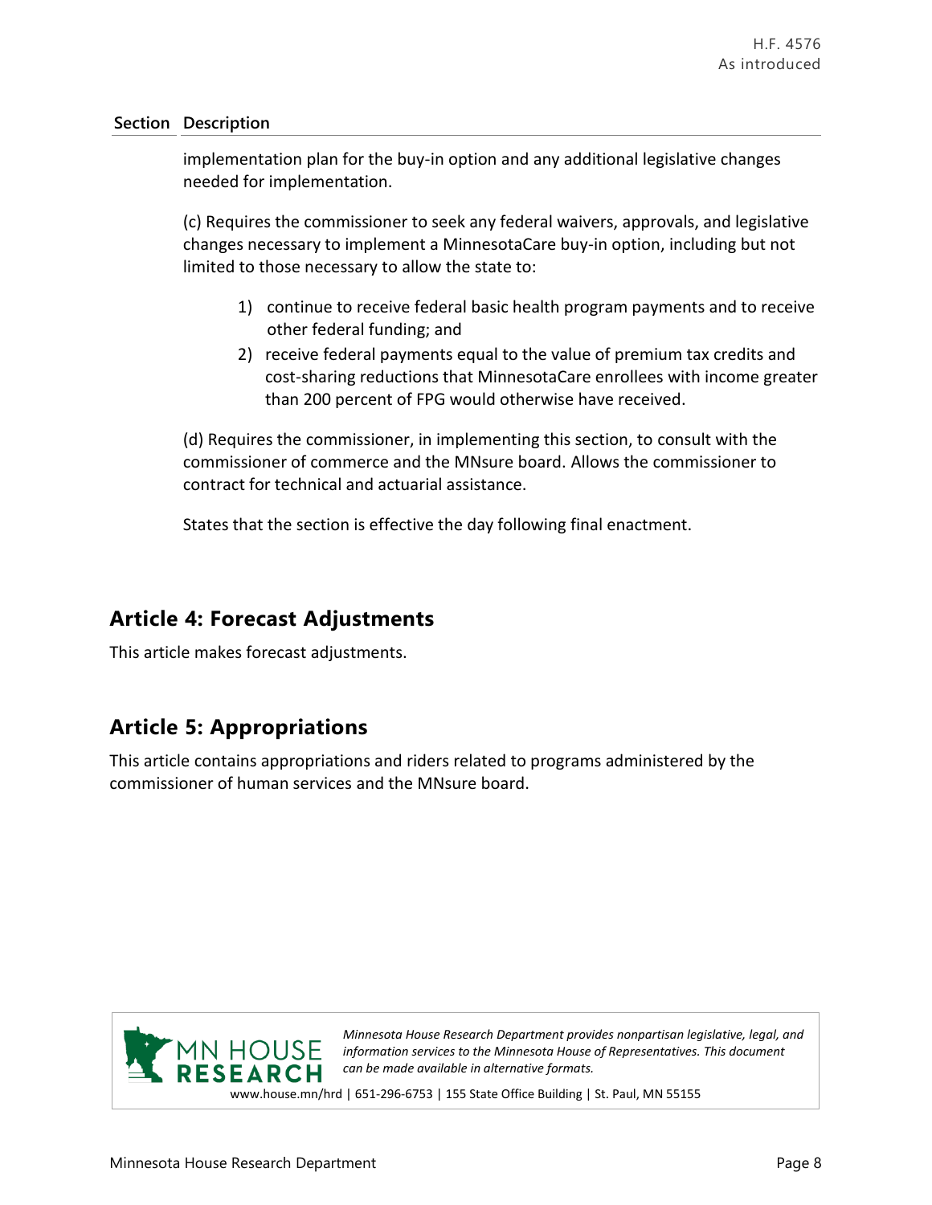| Section | Description |
|---|---|
| | implementation plan for the buy-in option and any additional legislative changes needed for implementation.<br><br>(c) Requires the commissioner to seek any federal waivers, approvals, and legislative changes necessary to implement a MinnesotaCare buy-in option, including but not limited to those necessary to allow the state to:<br><br>1) continue to receive federal basic health program payments and to receive other federal funding; and<br>2) receive federal payments equal to the value of premium tax credits and cost-sharing reductions that MinnesotaCare enrollees with income greater than 200 percent of FPG would otherwise have received.<br><br>(d) Requires the commissioner, in implementing this section, to consult with the commissioner of commerce and the MNsure board. Allows the commissioner to contract for technical and actuarial assistance.<br><br>States that the section is effective the day following final enactment. |

## Article 4: Forecast Adjustments

This article makes forecast adjustments.

## Article 5: Appropriations

This article contains appropriations and riders related to programs administered by the commissioner of human services and the MNsure board.

MN HOUSE RESEARCH

*Minnesota House Research Department provides nonpartisan legislative, legal, and information services to the Minnesota House of Representatives. This document can be made available in alternative formats.*

www.house.mn/hrd | 651-296-6753 | 155 State Office Building | St. Paul, MN 55155